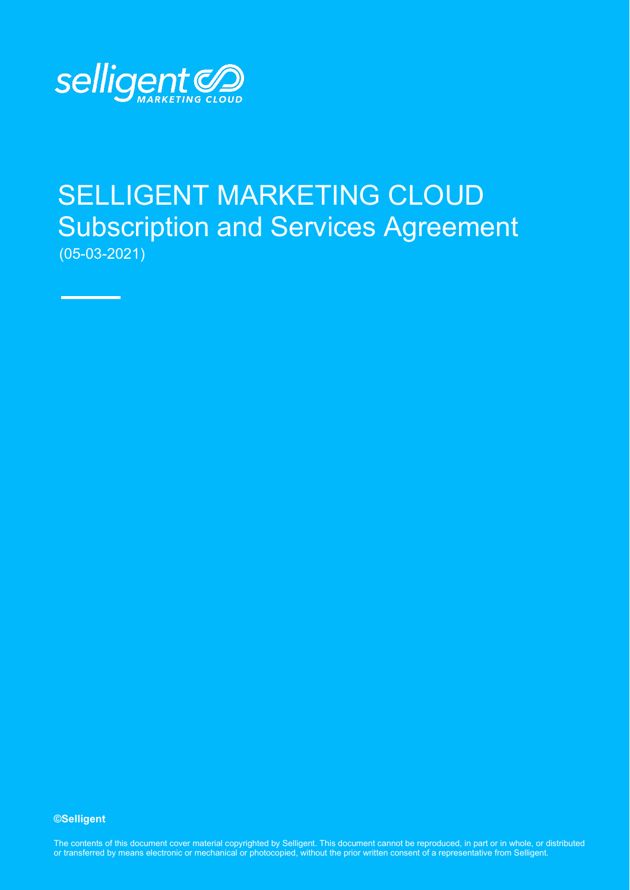selligent MARKETING CLOUD

# SELLIGENT MARKETING CLOUD
## Subscription and Services Agreement
(05-03-2021)

**©Selligent**

The contents of this document cover material copyrighted by Selligent. This document cannot be reproduced, in part or in whole, or distributed or transferred by means electronic or mechanical or photocopied, without the prior written consent of a representative from Selligent.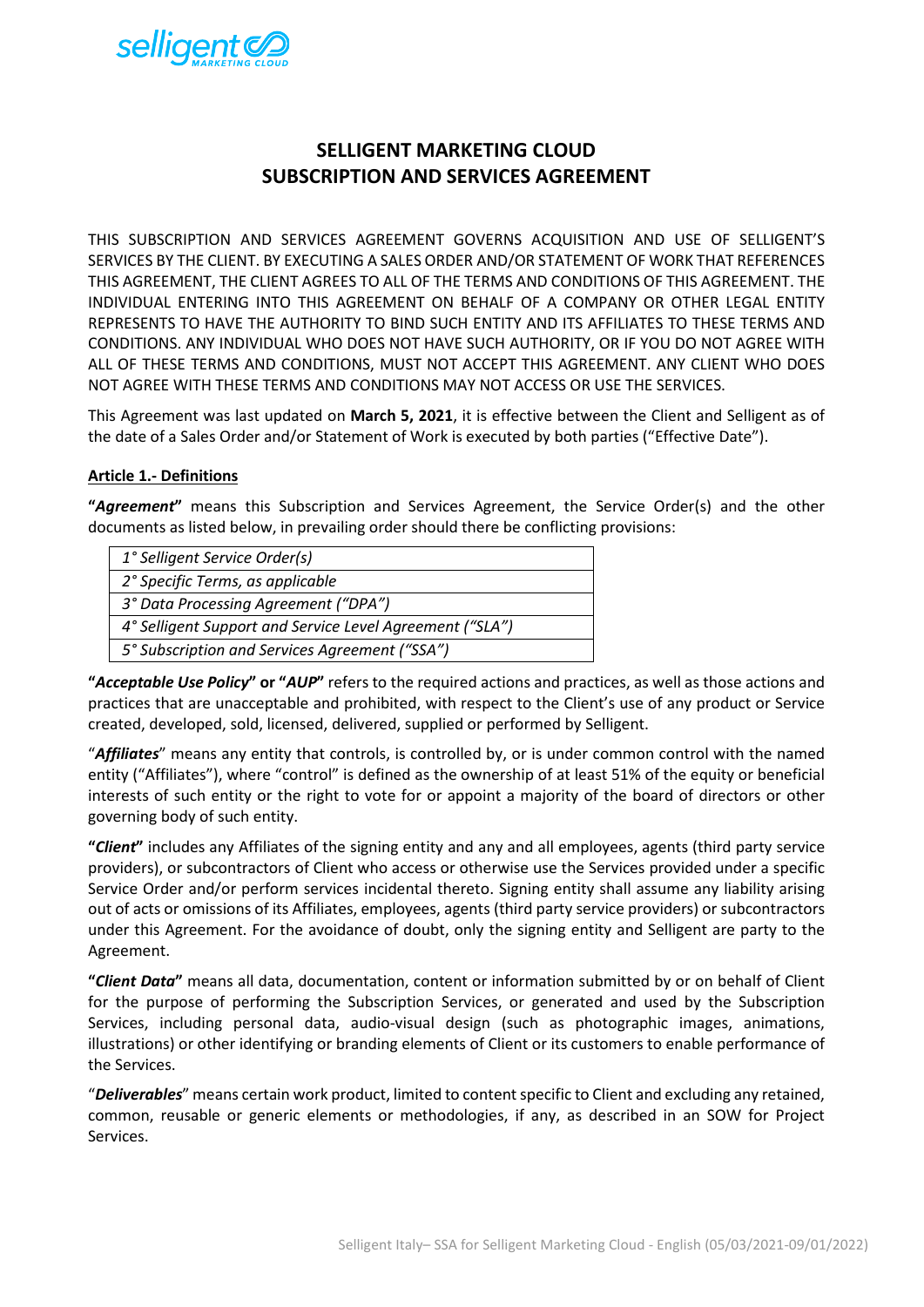# SELLIGENT MARKETING CLOUD SUBSCRIPTION AND SERVICES AGREEMENT

THIS SUBSCRIPTION AND SERVICES AGREEMENT GOVERNS ACQUISITION AND USE OF SELLIGENT'S SERVICES BY THE CLIENT. BY EXECUTING A SALES ORDER AND/OR STATEMENT OF WORK THAT REFERENCES THIS AGREEMENT, THE CLIENT AGREES TO ALL OF THE TERMS AND CONDITIONS OF THIS AGREEMENT. THE INDIVIDUAL ENTERING INTO THIS AGREEMENT ON BEHALF OF A COMPANY OR OTHER LEGAL ENTITY REPRESENTS TO HAVE THE AUTHORITY TO BIND SUCH ENTITY AND ITS AFFILIATES TO THESE TERMS AND CONDITIONS. ANY INDIVIDUAL WHO DOES NOT HAVE SUCH AUTHORITY, OR IF YOU DO NOT AGREE WITH ALL OF THESE TERMS AND CONDITIONS, MUST NOT ACCEPT THIS AGREEMENT. ANY CLIENT WHO DOES NOT AGREE WITH THESE TERMS AND CONDITIONS MAY NOT ACCESS OR USE THE SERVICES.

This Agreement was last updated on **March 5, 2021**, it is effective between the Client and Selligent as of the date of a Sales Order and/or Statement of Work is executed by both parties ("Effective Date").

**Article 1.- Definitions**

**"*Agreement*"** means this Subscription and Services Agreement, the Service Order(s) and the other documents as listed below, in prevailing order should there be conflicting provisions:

| |
|---|
| *1° Selligent Service Order(s)* |
| *2° Specific Terms, as applicable* |
| *3° Data Processing Agreement ("DPA")* |
| *4° Selligent Support and Service Level Agreement ("SLA")* |
| *5° Subscription and Services Agreement ("SSA")* |

**"*Acceptable Use Policy*" or "*AUP*"** refers to the required actions and practices, as well as those actions and practices that are unacceptable and prohibited, with respect to the Client's use of any product or Service created, developed, sold, licensed, delivered, supplied or performed by Selligent.

"***Affiliates***" means any entity that controls, is controlled by, or is under common control with the named entity ("Affiliates"), where "control" is defined as the ownership of at least 51% of the equity or beneficial interests of such entity or the right to vote for or appoint a majority of the board of directors or other governing body of such entity.

**"*Client*"** includes any Affiliates of the signing entity and any and all employees, agents (third party service providers), or subcontractors of Client who access or otherwise use the Services provided under a specific Service Order and/or perform services incidental thereto. Signing entity shall assume any liability arising out of acts or omissions of its Affiliates, employees, agents (third party service providers) or subcontractors under this Agreement. For the avoidance of doubt, only the signing entity and Selligent are party to the Agreement.

**"*Client Data*"** means all data, documentation, content or information submitted by or on behalf of Client for the purpose of performing the Subscription Services, or generated and used by the Subscription Services, including personal data, audio-visual design (such as photographic images, animations, illustrations) or other identifying or branding elements of Client or its customers to enable performance of the Services.

"***Deliverables***" means certain work product, limited to content specific to Client and excluding any retained, common, reusable or generic elements or methodologies, if any, as described in an SOW for Project Services.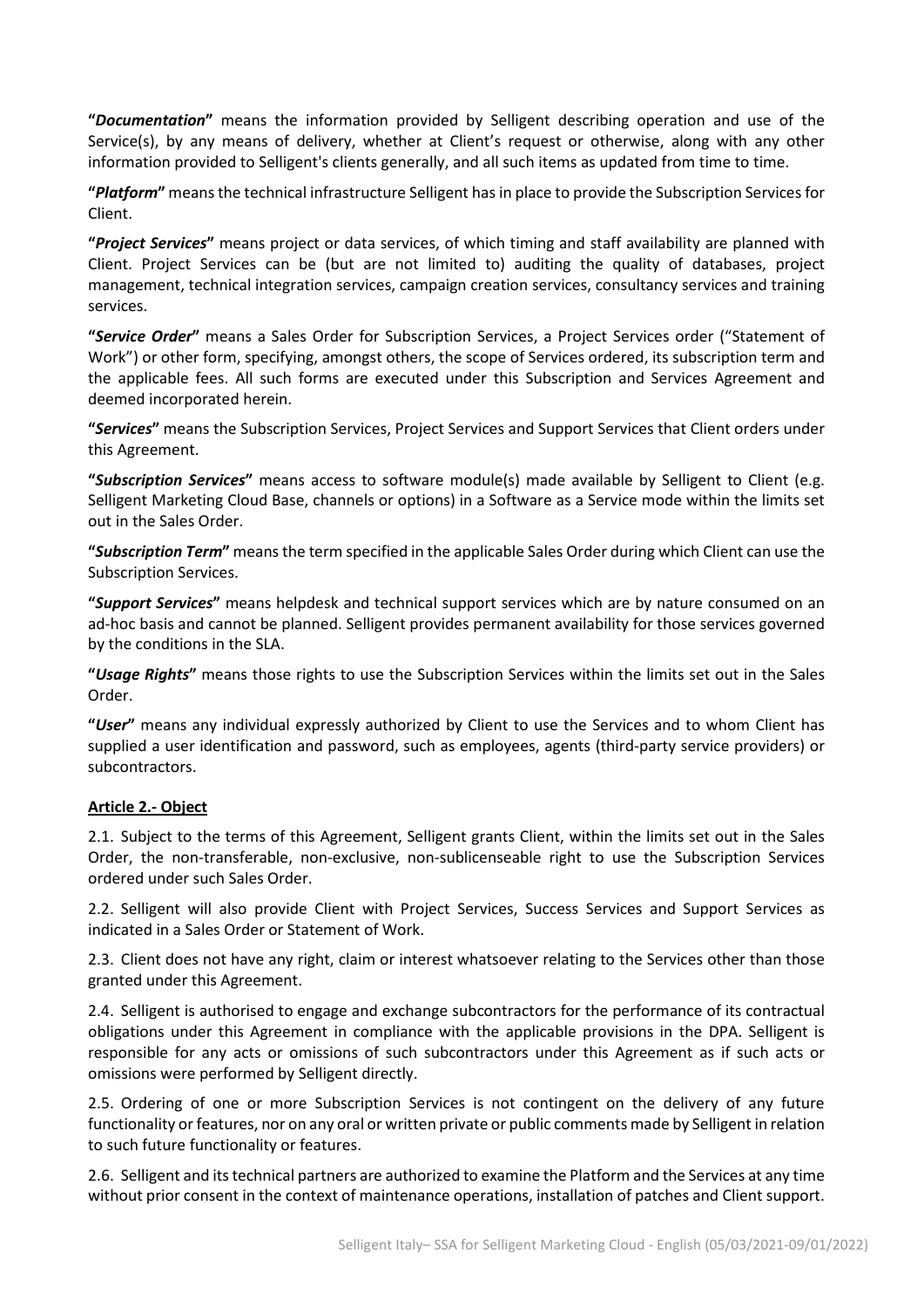**"*Documentation*"** means the information provided by Selligent describing operation and use of the Service(s), by any means of delivery, whether at Client's request or otherwise, along with any other information provided to Selligent's clients generally, and all such items as updated from time to time.

**"*Platform*"** means the technical infrastructure Selligent has in place to provide the Subscription Services for Client.

**"*Project Services*"** means project or data services, of which timing and staff availability are planned with Client. Project Services can be (but are not limited to) auditing the quality of databases, project management, technical integration services, campaign creation services, consultancy services and training services.

**"*Service Order*"** means a Sales Order for Subscription Services, a Project Services order ("Statement of Work") or other form, specifying, amongst others, the scope of Services ordered, its subscription term and the applicable fees. All such forms are executed under this Subscription and Services Agreement and deemed incorporated herein.

**"*Services*"** means the Subscription Services, Project Services and Support Services that Client orders under this Agreement.

**"*Subscription Services*"** means access to software module(s) made available by Selligent to Client (e.g. Selligent Marketing Cloud Base, channels or options) in a Software as a Service mode within the limits set out in the Sales Order.

**"*Subscription Term*"** means the term specified in the applicable Sales Order during which Client can use the Subscription Services.

**"*Support Services*"** means helpdesk and technical support services which are by nature consumed on an ad-hoc basis and cannot be planned. Selligent provides permanent availability for those services governed by the conditions in the SLA.

**"*Usage Rights*"** means those rights to use the Subscription Services within the limits set out in the Sales Order.

**"*User*"** means any individual expressly authorized by Client to use the Services and to whom Client has supplied a user identification and password, such as employees, agents (third-party service providers) or subcontractors.

## Article 2.- Object

2.1. Subject to the terms of this Agreement, Selligent grants Client, within the limits set out in the Sales Order, the non-transferable, non-exclusive, non-sublicenseable right to use the Subscription Services ordered under such Sales Order.

2.2. Selligent will also provide Client with Project Services, Success Services and Support Services as indicated in a Sales Order or Statement of Work.

2.3. Client does not have any right, claim or interest whatsoever relating to the Services other than those granted under this Agreement.

2.4. Selligent is authorised to engage and exchange subcontractors for the performance of its contractual obligations under this Agreement in compliance with the applicable provisions in the DPA. Selligent is responsible for any acts or omissions of such subcontractors under this Agreement as if such acts or omissions were performed by Selligent directly.

2.5. Ordering of one or more Subscription Services is not contingent on the delivery of any future functionality or features, nor on any oral or written private or public comments made by Selligent in relation to such future functionality or features.

2.6. Selligent and its technical partners are authorized to examine the Platform and the Services at any time without prior consent in the context of maintenance operations, installation of patches and Client support.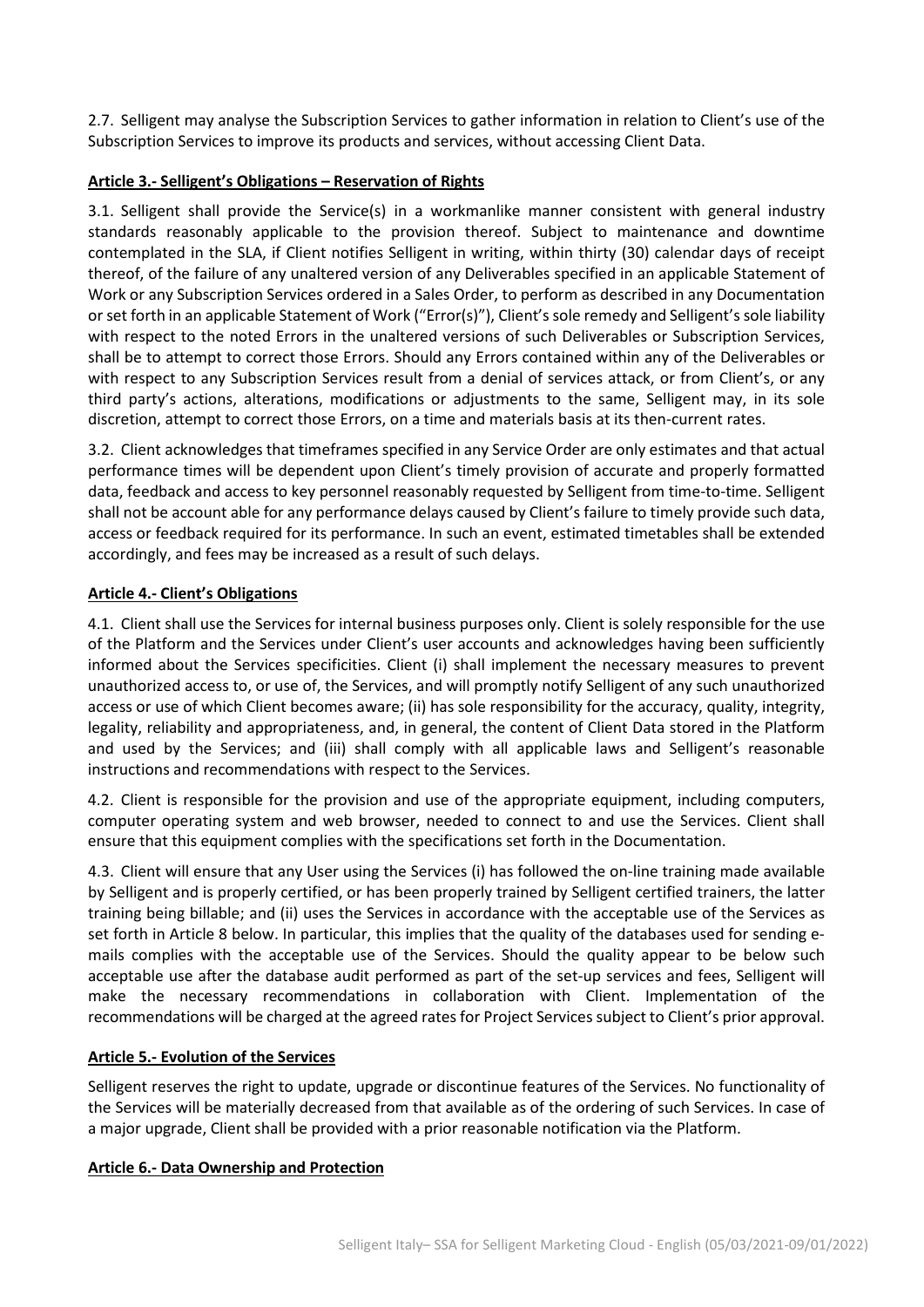2.7. Selligent may analyse the Subscription Services to gather information in relation to Client's use of the Subscription Services to improve its products and services, without accessing Client Data.

**Article 3.- Selligent's Obligations – Reservation of Rights**

3.1. Selligent shall provide the Service(s) in a workmanlike manner consistent with general industry standards reasonably applicable to the provision thereof. Subject to maintenance and downtime contemplated in the SLA, if Client notifies Selligent in writing, within thirty (30) calendar days of receipt thereof, of the failure of any unaltered version of any Deliverables specified in an applicable Statement of Work or any Subscription Services ordered in a Sales Order, to perform as described in any Documentation or set forth in an applicable Statement of Work ("Error(s)"), Client's sole remedy and Selligent's sole liability with respect to the noted Errors in the unaltered versions of such Deliverables or Subscription Services, shall be to attempt to correct those Errors. Should any Errors contained within any of the Deliverables or with respect to any Subscription Services result from a denial of services attack, or from Client's, or any third party's actions, alterations, modifications or adjustments to the same, Selligent may, in its sole discretion, attempt to correct those Errors, on a time and materials basis at its then-current rates.

3.2. Client acknowledges that timeframes specified in any Service Order are only estimates and that actual performance times will be dependent upon Client's timely provision of accurate and properly formatted data, feedback and access to key personnel reasonably requested by Selligent from time-to-time. Selligent shall not be account able for any performance delays caused by Client's failure to timely provide such data, access or feedback required for its performance. In such an event, estimated timetables shall be extended accordingly, and fees may be increased as a result of such delays.

**Article 4.- Client's Obligations**

4.1. Client shall use the Services for internal business purposes only. Client is solely responsible for the use of the Platform and the Services under Client's user accounts and acknowledges having been sufficiently informed about the Services specificities. Client (i) shall implement the necessary measures to prevent unauthorized access to, or use of, the Services, and will promptly notify Selligent of any such unauthorized access or use of which Client becomes aware; (ii) has sole responsibility for the accuracy, quality, integrity, legality, reliability and appropriateness, and, in general, the content of Client Data stored in the Platform and used by the Services; and (iii) shall comply with all applicable laws and Selligent's reasonable instructions and recommendations with respect to the Services.

4.2. Client is responsible for the provision and use of the appropriate equipment, including computers, computer operating system and web browser, needed to connect to and use the Services. Client shall ensure that this equipment complies with the specifications set forth in the Documentation.

4.3. Client will ensure that any User using the Services (i) has followed the on-line training made available by Selligent and is properly certified, or has been properly trained by Selligent certified trainers, the latter training being billable; and (ii) uses the Services in accordance with the acceptable use of the Services as set forth in Article 8 below. In particular, this implies that the quality of the databases used for sending e-mails complies with the acceptable use of the Services. Should the quality appear to be below such acceptable use after the database audit performed as part of the set-up services and fees, Selligent will make the necessary recommendations in collaboration with Client. Implementation of the recommendations will be charged at the agreed rates for Project Services subject to Client's prior approval.

**Article 5.- Evolution of the Services**

Selligent reserves the right to update, upgrade or discontinue features of the Services. No functionality of the Services will be materially decreased from that available as of the ordering of such Services. In case of a major upgrade, Client shall be provided with a prior reasonable notification via the Platform.

**Article 6.- Data Ownership and Protection**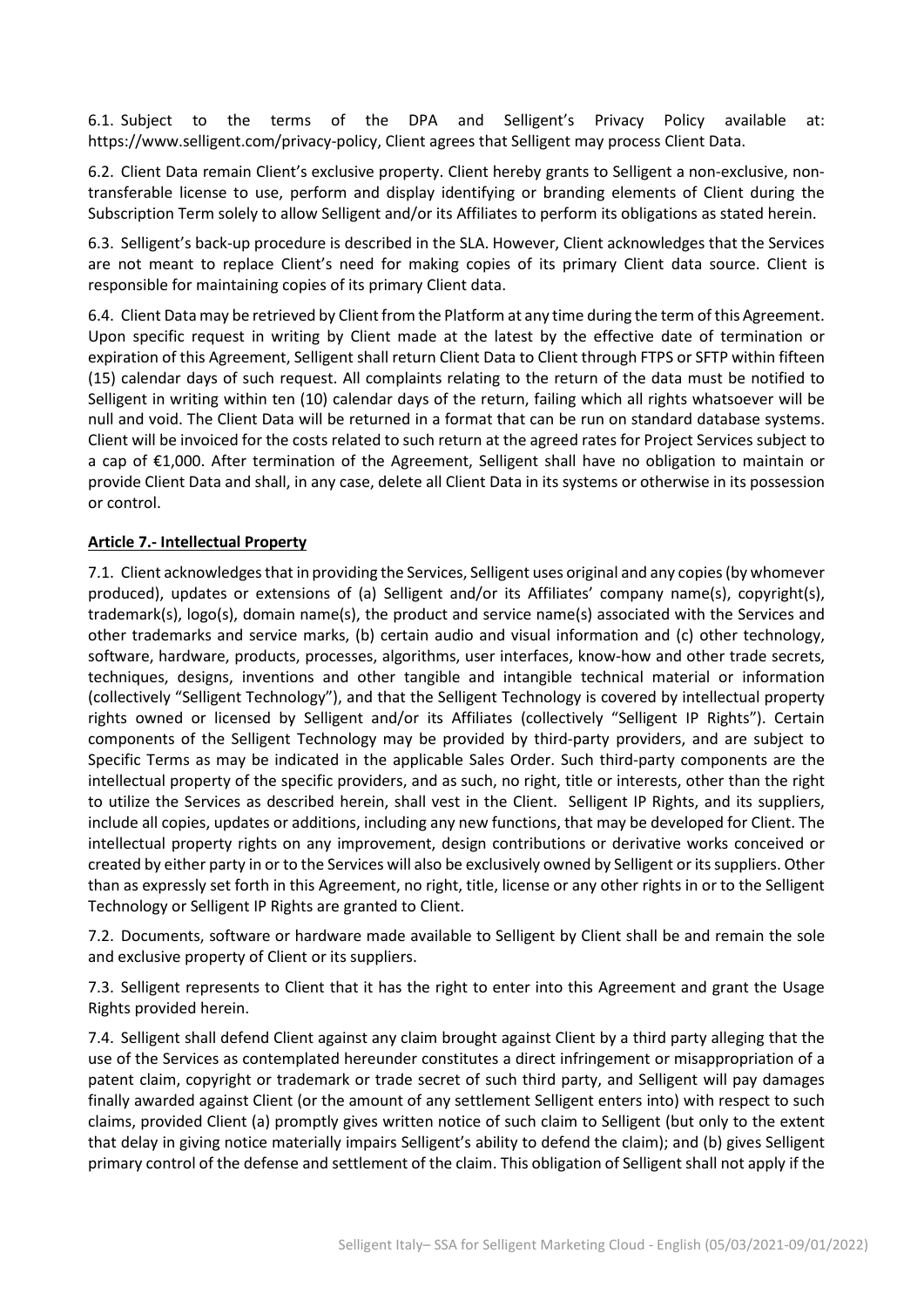6.1. Subject to the terms of the DPA and Selligent's Privacy Policy available at: https://www.selligent.com/privacy-policy, Client agrees that Selligent may process Client Data.

6.2. Client Data remain Client's exclusive property. Client hereby grants to Selligent a non-exclusive, non-transferable license to use, perform and display identifying or branding elements of Client during the Subscription Term solely to allow Selligent and/or its Affiliates to perform its obligations as stated herein.

6.3. Selligent's back-up procedure is described in the SLA. However, Client acknowledges that the Services are not meant to replace Client's need for making copies of its primary Client data source. Client is responsible for maintaining copies of its primary Client data.

6.4. Client Data may be retrieved by Client from the Platform at any time during the term of this Agreement. Upon specific request in writing by Client made at the latest by the effective date of termination or expiration of this Agreement, Selligent shall return Client Data to Client through FTPS or SFTP within fifteen (15) calendar days of such request. All complaints relating to the return of the data must be notified to Selligent in writing within ten (10) calendar days of the return, failing which all rights whatsoever will be null and void. The Client Data will be returned in a format that can be run on standard database systems. Client will be invoiced for the costs related to such return at the agreed rates for Project Services subject to a cap of €1,000. After termination of the Agreement, Selligent shall have no obligation to maintain or provide Client Data and shall, in any case, delete all Client Data in its systems or otherwise in its possession or control.

## Article 7.- Intellectual Property

7.1. Client acknowledges that in providing the Services, Selligent uses original and any copies (by whomever produced), updates or extensions of (a) Selligent and/or its Affiliates' company name(s), copyright(s), trademark(s), logo(s), domain name(s), the product and service name(s) associated with the Services and other trademarks and service marks, (b) certain audio and visual information and (c) other technology, software, hardware, products, processes, algorithms, user interfaces, know-how and other trade secrets, techniques, designs, inventions and other tangible and intangible technical material or information (collectively "Selligent Technology"), and that the Selligent Technology is covered by intellectual property rights owned or licensed by Selligent and/or its Affiliates (collectively "Selligent IP Rights"). Certain components of the Selligent Technology may be provided by third-party providers, and are subject to Specific Terms as may be indicated in the applicable Sales Order. Such third-party components are the intellectual property of the specific providers, and as such, no right, title or interests, other than the right to utilize the Services as described herein, shall vest in the Client. Selligent IP Rights, and its suppliers, include all copies, updates or additions, including any new functions, that may be developed for Client. The intellectual property rights on any improvement, design contributions or derivative works conceived or created by either party in or to the Services will also be exclusively owned by Selligent or its suppliers. Other than as expressly set forth in this Agreement, no right, title, license or any other rights in or to the Selligent Technology or Selligent IP Rights are granted to Client.

7.2. Documents, software or hardware made available to Selligent by Client shall be and remain the sole and exclusive property of Client or its suppliers.

7.3. Selligent represents to Client that it has the right to enter into this Agreement and grant the Usage Rights provided herein.

7.4. Selligent shall defend Client against any claim brought against Client by a third party alleging that the use of the Services as contemplated hereunder constitutes a direct infringement or misappropriation of a patent claim, copyright or trademark or trade secret of such third party, and Selligent will pay damages finally awarded against Client (or the amount of any settlement Selligent enters into) with respect to such claims, provided Client (a) promptly gives written notice of such claim to Selligent (but only to the extent that delay in giving notice materially impairs Selligent's ability to defend the claim); and (b) gives Selligent primary control of the defense and settlement of the claim. This obligation of Selligent shall not apply if the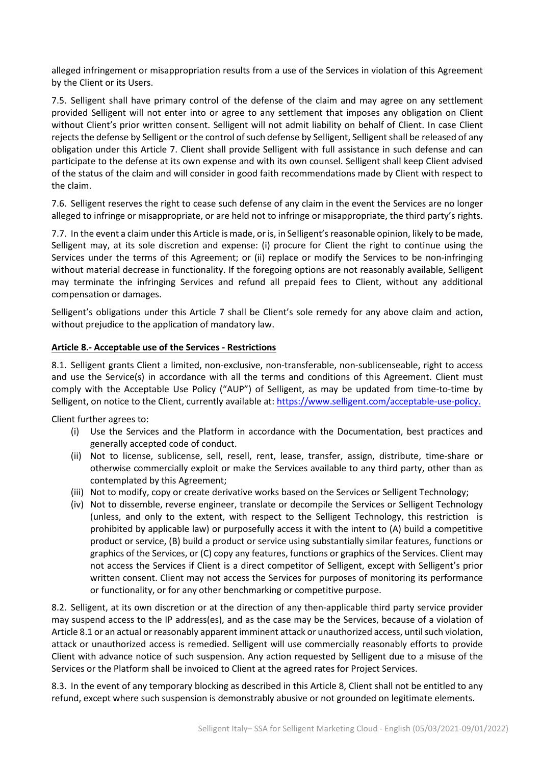alleged infringement or misappropriation results from a use of the Services in violation of this Agreement by the Client or its Users.

7.5. Selligent shall have primary control of the defense of the claim and may agree on any settlement provided Selligent will not enter into or agree to any settlement that imposes any obligation on Client without Client's prior written consent. Selligent will not admit liability on behalf of Client. In case Client rejects the defense by Selligent or the control of such defense by Selligent, Selligent shall be released of any obligation under this Article 7. Client shall provide Selligent with full assistance in such defense and can participate to the defense at its own expense and with its own counsel. Selligent shall keep Client advised of the status of the claim and will consider in good faith recommendations made by Client with respect to the claim.

7.6. Selligent reserves the right to cease such defense of any claim in the event the Services are no longer alleged to infringe or misappropriate, or are held not to infringe or misappropriate, the third party's rights.

7.7. In the event a claim under this Article is made, or is, in Selligent's reasonable opinion, likely to be made, Selligent may, at its sole discretion and expense: (i) procure for Client the right to continue using the Services under the terms of this Agreement; or (ii) replace or modify the Services to be non-infringing without material decrease in functionality. If the foregoing options are not reasonably available, Selligent may terminate the infringing Services and refund all prepaid fees to Client, without any additional compensation or damages.

Selligent's obligations under this Article 7 shall be Client's sole remedy for any above claim and action, without prejudice to the application of mandatory law.

**Article 8.- Acceptable use of the Services - Restrictions**

8.1. Selligent grants Client a limited, non-exclusive, non-transferable, non-sublicenseable, right to access and use the Service(s) in accordance with all the terms and conditions of this Agreement. Client must comply with the Acceptable Use Policy ("AUP") of Selligent, as may be updated from time-to-time by Selligent, on notice to the Client, currently available at: https://www.selligent.com/acceptable-use-policy.

Client further agrees to:

(i) Use the Services and the Platform in accordance with the Documentation, best practices and generally accepted code of conduct.

(ii) Not to license, sublicense, sell, resell, rent, lease, transfer, assign, distribute, time-share or otherwise commercially exploit or make the Services available to any third party, other than as contemplated by this Agreement;

(iii) Not to modify, copy or create derivative works based on the Services or Selligent Technology;

(iv) Not to dissemble, reverse engineer, translate or decompile the Services or Selligent Technology (unless, and only to the extent, with respect to the Selligent Technology, this restriction is prohibited by applicable law) or purposefully access it with the intent to (A) build a competitive product or service, (B) build a product or service using substantially similar features, functions or graphics of the Services, or (C) copy any features, functions or graphics of the Services. Client may not access the Services if Client is a direct competitor of Selligent, except with Selligent's prior written consent. Client may not access the Services for purposes of monitoring its performance or functionality, or for any other benchmarking or competitive purpose.

8.2. Selligent, at its own discretion or at the direction of any then-applicable third party service provider may suspend access to the IP address(es), and as the case may be the Services, because of a violation of Article 8.1 or an actual or reasonably apparent imminent attack or unauthorized access, until such violation, attack or unauthorized access is remedied. Selligent will use commercially reasonably efforts to provide Client with advance notice of such suspension. Any action requested by Selligent due to a misuse of the Services or the Platform shall be invoiced to Client at the agreed rates for Project Services.

8.3. In the event of any temporary blocking as described in this Article 8, Client shall not be entitled to any refund, except where such suspension is demonstrably abusive or not grounded on legitimate elements.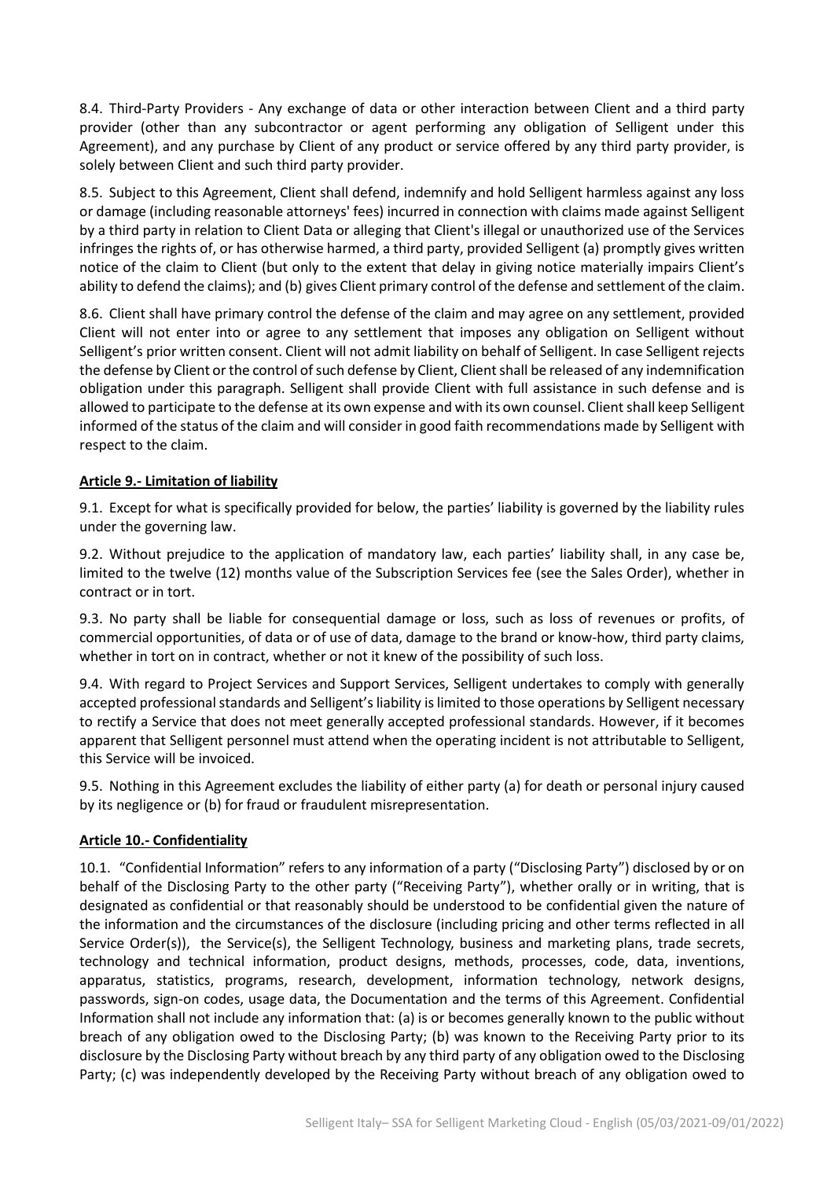8.4. Third-Party Providers - Any exchange of data or other interaction between Client and a third party provider (other than any subcontractor or agent performing any obligation of Selligent under this Agreement), and any purchase by Client of any product or service offered by any third party provider, is solely between Client and such third party provider.

8.5. Subject to this Agreement, Client shall defend, indemnify and hold Selligent harmless against any loss or damage (including reasonable attorneys' fees) incurred in connection with claims made against Selligent by a third party in relation to Client Data or alleging that Client's illegal or unauthorized use of the Services infringes the rights of, or has otherwise harmed, a third party, provided Selligent (a) promptly gives written notice of the claim to Client (but only to the extent that delay in giving notice materially impairs Client's ability to defend the claims); and (b) gives Client primary control of the defense and settlement of the claim.

8.6. Client shall have primary control the defense of the claim and may agree on any settlement, provided Client will not enter into or agree to any settlement that imposes any obligation on Selligent without Selligent's prior written consent. Client will not admit liability on behalf of Selligent. In case Selligent rejects the defense by Client or the control of such defense by Client, Client shall be released of any indemnification obligation under this paragraph. Selligent shall provide Client with full assistance in such defense and is allowed to participate to the defense at its own expense and with its own counsel. Client shall keep Selligent informed of the status of the claim and will consider in good faith recommendations made by Selligent with respect to the claim.

**Article 9.- Limitation of liability**

9.1. Except for what is specifically provided for below, the parties' liability is governed by the liability rules under the governing law.

9.2. Without prejudice to the application of mandatory law, each parties' liability shall, in any case be, limited to the twelve (12) months value of the Subscription Services fee (see the Sales Order), whether in contract or in tort.

9.3. No party shall be liable for consequential damage or loss, such as loss of revenues or profits, of commercial opportunities, of data or of use of data, damage to the brand or know-how, third party claims, whether in tort on in contract, whether or not it knew of the possibility of such loss.

9.4. With regard to Project Services and Support Services, Selligent undertakes to comply with generally accepted professional standards and Selligent's liability is limited to those operations by Selligent necessary to rectify a Service that does not meet generally accepted professional standards. However, if it becomes apparent that Selligent personnel must attend when the operating incident is not attributable to Selligent, this Service will be invoiced.

9.5. Nothing in this Agreement excludes the liability of either party (a) for death or personal injury caused by its negligence or (b) for fraud or fraudulent misrepresentation.

**Article 10.- Confidentiality**

10.1. "Confidential Information" refers to any information of a party ("Disclosing Party") disclosed by or on behalf of the Disclosing Party to the other party ("Receiving Party"), whether orally or in writing, that is designated as confidential or that reasonably should be understood to be confidential given the nature of the information and the circumstances of the disclosure (including pricing and other terms reflected in all Service Order(s)), the Service(s), the Selligent Technology, business and marketing plans, trade secrets, technology and technical information, product designs, methods, processes, code, data, inventions, apparatus, statistics, programs, research, development, information technology, network designs, passwords, sign-on codes, usage data, the Documentation and the terms of this Agreement. Confidential Information shall not include any information that: (a) is or becomes generally known to the public without breach of any obligation owed to the Disclosing Party; (b) was known to the Receiving Party prior to its disclosure by the Disclosing Party without breach by any third party of any obligation owed to the Disclosing Party; (c) was independently developed by the Receiving Party without breach of any obligation owed to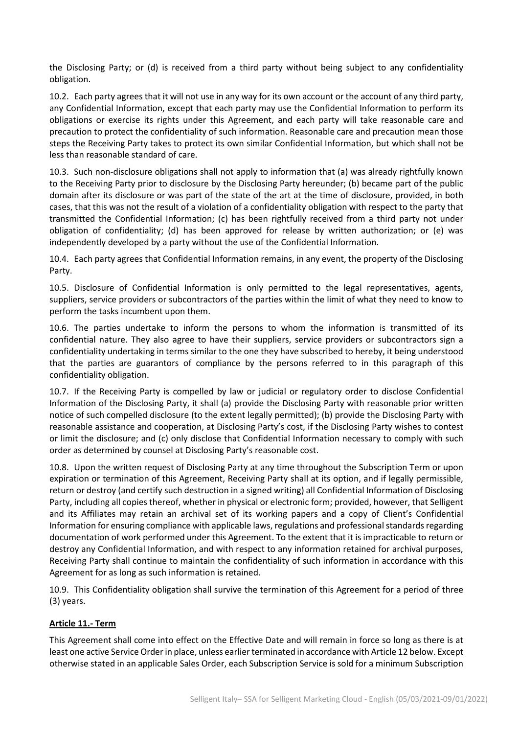the Disclosing Party; or (d) is received from a third party without being subject to any confidentiality obligation.

10.2. Each party agrees that it will not use in any way for its own account or the account of any third party, any Confidential Information, except that each party may use the Confidential Information to perform its obligations or exercise its rights under this Agreement, and each party will take reasonable care and precaution to protect the confidentiality of such information. Reasonable care and precaution mean those steps the Receiving Party takes to protect its own similar Confidential Information, but which shall not be less than reasonable standard of care.

10.3. Such non-disclosure obligations shall not apply to information that (a) was already rightfully known to the Receiving Party prior to disclosure by the Disclosing Party hereunder; (b) became part of the public domain after its disclosure or was part of the state of the art at the time of disclosure, provided, in both cases, that this was not the result of a violation of a confidentiality obligation with respect to the party that transmitted the Confidential Information; (c) has been rightfully received from a third party not under obligation of confidentiality; (d) has been approved for release by written authorization; or (e) was independently developed by a party without the use of the Confidential Information.

10.4. Each party agrees that Confidential Information remains, in any event, the property of the Disclosing Party.

10.5. Disclosure of Confidential Information is only permitted to the legal representatives, agents, suppliers, service providers or subcontractors of the parties within the limit of what they need to know to perform the tasks incumbent upon them.

10.6. The parties undertake to inform the persons to whom the information is transmitted of its confidential nature. They also agree to have their suppliers, service providers or subcontractors sign a confidentiality undertaking in terms similar to the one they have subscribed to hereby, it being understood that the parties are guarantors of compliance by the persons referred to in this paragraph of this confidentiality obligation.

10.7. If the Receiving Party is compelled by law or judicial or regulatory order to disclose Confidential Information of the Disclosing Party, it shall (a) provide the Disclosing Party with reasonable prior written notice of such compelled disclosure (to the extent legally permitted); (b) provide the Disclosing Party with reasonable assistance and cooperation, at Disclosing Party's cost, if the Disclosing Party wishes to contest or limit the disclosure; and (c) only disclose that Confidential Information necessary to comply with such order as determined by counsel at Disclosing Party's reasonable cost.

10.8. Upon the written request of Disclosing Party at any time throughout the Subscription Term or upon expiration or termination of this Agreement, Receiving Party shall at its option, and if legally permissible, return or destroy (and certify such destruction in a signed writing) all Confidential Information of Disclosing Party, including all copies thereof, whether in physical or electronic form; provided, however, that Selligent and its Affiliates may retain an archival set of its working papers and a copy of Client's Confidential Information for ensuring compliance with applicable laws, regulations and professional standards regarding documentation of work performed under this Agreement. To the extent that it is impracticable to return or destroy any Confidential Information, and with respect to any information retained for archival purposes, Receiving Party shall continue to maintain the confidentiality of such information in accordance with this Agreement for as long as such information is retained.

10.9. This Confidentiality obligation shall survive the termination of this Agreement for a period of three (3) years.

## Article 11.- Term

This Agreement shall come into effect on the Effective Date and will remain in force so long as there is at least one active Service Order in place, unless earlier terminated in accordance with Article 12 below. Except otherwise stated in an applicable Sales Order, each Subscription Service is sold for a minimum Subscription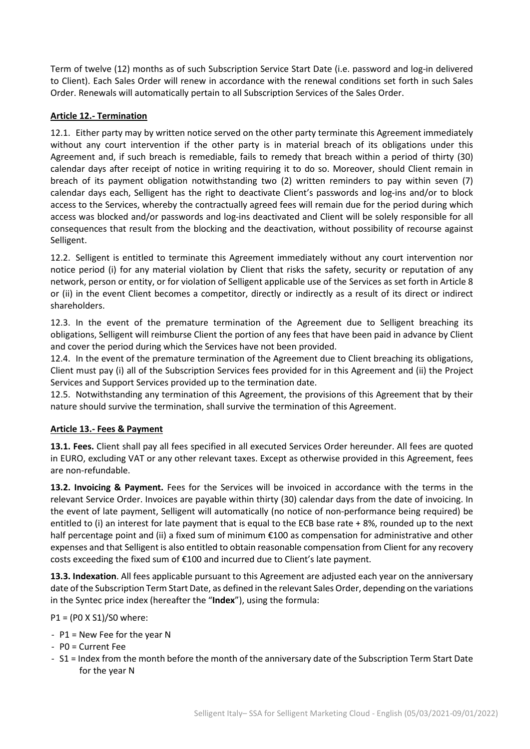Term of twelve (12) months as of such Subscription Service Start Date (i.e. password and log-in delivered to Client). Each Sales Order will renew in accordance with the renewal conditions set forth in such Sales Order. Renewals will automatically pertain to all Subscription Services of the Sales Order.

## Article 12.- Termination

12.1. Either party may by written notice served on the other party terminate this Agreement immediately without any court intervention if the other party is in material breach of its obligations under this Agreement and, if such breach is remediable, fails to remedy that breach within a period of thirty (30) calendar days after receipt of notice in writing requiring it to do so. Moreover, should Client remain in breach of its payment obligation notwithstanding two (2) written reminders to pay within seven (7) calendar days each, Selligent has the right to deactivate Client's passwords and log-ins and/or to block access to the Services, whereby the contractually agreed fees will remain due for the period during which access was blocked and/or passwords and log-ins deactivated and Client will be solely responsible for all consequences that result from the blocking and the deactivation, without possibility of recourse against Selligent.

12.2. Selligent is entitled to terminate this Agreement immediately without any court intervention nor notice period (i) for any material violation by Client that risks the safety, security or reputation of any network, person or entity, or for violation of Selligent applicable use of the Services as set forth in Article 8 or (ii) in the event Client becomes a competitor, directly or indirectly as a result of its direct or indirect shareholders.

12.3. In the event of the premature termination of the Agreement due to Selligent breaching its obligations, Selligent will reimburse Client the portion of any fees that have been paid in advance by Client and cover the period during which the Services have not been provided.

12.4. In the event of the premature termination of the Agreement due to Client breaching its obligations, Client must pay (i) all of the Subscription Services fees provided for in this Agreement and (ii) the Project Services and Support Services provided up to the termination date.

12.5. Notwithstanding any termination of this Agreement, the provisions of this Agreement that by their nature should survive the termination, shall survive the termination of this Agreement.

## Article 13.- Fees & Payment

**13.1. Fees.** Client shall pay all fees specified in all executed Services Order hereunder. All fees are quoted in EURO, excluding VAT or any other relevant taxes. Except as otherwise provided in this Agreement, fees are non-refundable.

**13.2. Invoicing & Payment.** Fees for the Services will be invoiced in accordance with the terms in the relevant Service Order. Invoices are payable within thirty (30) calendar days from the date of invoicing. In the event of late payment, Selligent will automatically (no notice of non-performance being required) be entitled to (i) an interest for late payment that is equal to the ECB base rate + 8%, rounded up to the next half percentage point and (ii) a fixed sum of minimum €100 as compensation for administrative and other expenses and that Selligent is also entitled to obtain reasonable compensation from Client for any recovery costs exceeding the fixed sum of €100 and incurred due to Client's late payment.

**13.3. Indexation**. All fees applicable pursuant to this Agreement are adjusted each year on the anniversary date of the Subscription Term Start Date, as defined in the relevant Sales Order, depending on the variations in the Syntec price index (hereafter the "**Index**"), using the formula:

$P1 = (P0 \times S1)/S0$ where:

- P1 = New Fee for the year N
- P0 = Current Fee
- S1 = Index from the month before the month of the anniversary date of the Subscription Term Start Date for the year N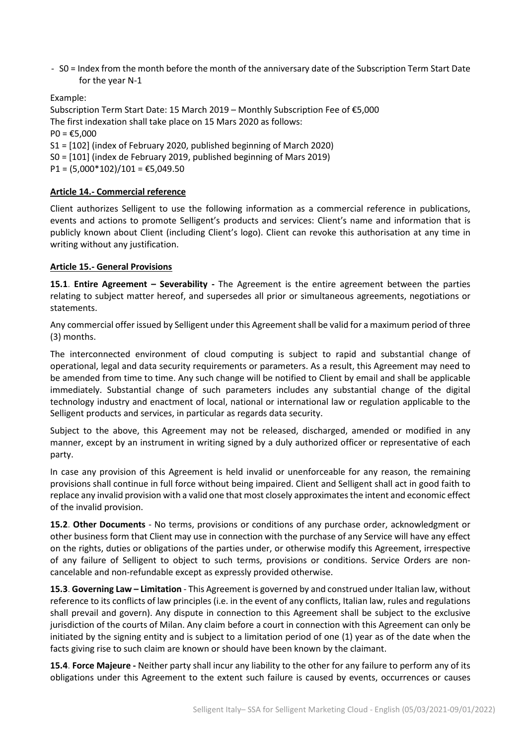- S0 = Index from the month before the month of the anniversary date of the Subscription Term Start Date for the year N-1

Example:

Subscription Term Start Date: 15 March 2019 – Monthly Subscription Fee of €5,000

The first indexation shall take place on 15 Mars 2020 as follows:

P0 = €5,000

S1 = [102] (index of February 2020, published beginning of March 2020)

S0 = [101] (index de February 2019, published beginning of Mars 2019)

P1 = (5,000*102)/101 = €5,049.50

**Article 14.- Commercial reference**

Client authorizes Selligent to use the following information as a commercial reference in publications, events and actions to promote Selligent's products and services: Client's name and information that is publicly known about Client (including Client's logo). Client can revoke this authorisation at any time in writing without any justification.

**Article 15.- General Provisions**

**15.1**. **Entire Agreement – Severability -** The Agreement is the entire agreement between the parties relating to subject matter hereof, and supersedes all prior or simultaneous agreements, negotiations or statements.

Any commercial offer issued by Selligent under this Agreement shall be valid for a maximum period of three (3) months.

The interconnected environment of cloud computing is subject to rapid and substantial change of operational, legal and data security requirements or parameters. As a result, this Agreement may need to be amended from time to time. Any such change will be notified to Client by email and shall be applicable immediately. Substantial change of such parameters includes any substantial change of the digital technology industry and enactment of local, national or international law or regulation applicable to the Selligent products and services, in particular as regards data security.

Subject to the above, this Agreement may not be released, discharged, amended or modified in any manner, except by an instrument in writing signed by a duly authorized officer or representative of each party.

In case any provision of this Agreement is held invalid or unenforceable for any reason, the remaining provisions shall continue in full force without being impaired. Client and Selligent shall act in good faith to replace any invalid provision with a valid one that most closely approximates the intent and economic effect of the invalid provision.

**15.2**. **Other Documents** - No terms, provisions or conditions of any purchase order, acknowledgment or other business form that Client may use in connection with the purchase of any Service will have any effect on the rights, duties or obligations of the parties under, or otherwise modify this Agreement, irrespective of any failure of Selligent to object to such terms, provisions or conditions. Service Orders are non-cancelable and non-refundable except as expressly provided otherwise.

**15.3**. **Governing Law – Limitation** - This Agreement is governed by and construed under Italian law, without reference to its conflicts of law principles (i.e. in the event of any conflicts, Italian law, rules and regulations shall prevail and govern). Any dispute in connection to this Agreement shall be subject to the exclusive jurisdiction of the courts of Milan. Any claim before a court in connection with this Agreement can only be initiated by the signing entity and is subject to a limitation period of one (1) year as of the date when the facts giving rise to such claim are known or should have been known by the claimant.

**15.4**. **Force Majeure -** Neither party shall incur any liability to the other for any failure to perform any of its obligations under this Agreement to the extent such failure is caused by events, occurrences or causes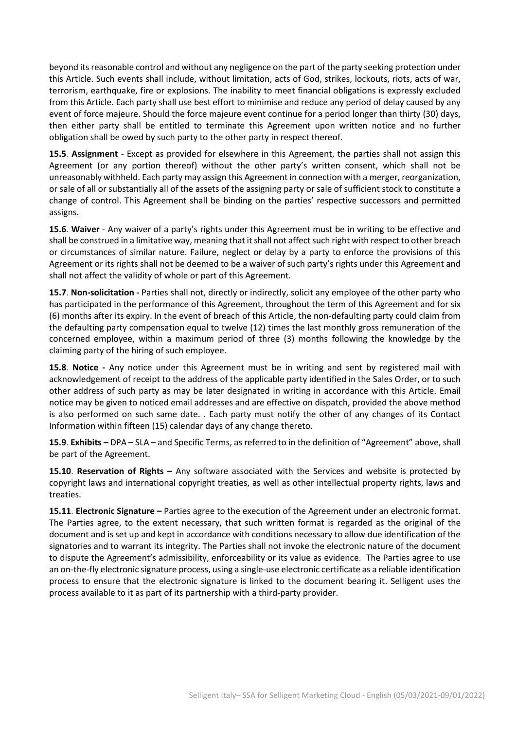beyond its reasonable control and without any negligence on the part of the party seeking protection under this Article. Such events shall include, without limitation, acts of God, strikes, lockouts, riots, acts of war, terrorism, earthquake, fire or explosions. The inability to meet financial obligations is expressly excluded from this Article. Each party shall use best effort to minimise and reduce any period of delay caused by any event of force majeure. Should the force majeure event continue for a period longer than thirty (30) days, then either party shall be entitled to terminate this Agreement upon written notice and no further obligation shall be owed by such party to the other party in respect thereof.

**15.5**. **Assignment** - Except as provided for elsewhere in this Agreement, the parties shall not assign this Agreement (or any portion thereof) without the other party's written consent, which shall not be unreasonably withheld. Each party may assign this Agreement in connection with a merger, reorganization, or sale of all or substantially all of the assets of the assigning party or sale of sufficient stock to constitute a change of control. This Agreement shall be binding on the parties' respective successors and permitted assigns.

**15.6**. **Waiver** - Any waiver of a party's rights under this Agreement must be in writing to be effective and shall be construed in a limitative way, meaning that it shall not affect such right with respect to other breach or circumstances of similar nature. Failure, neglect or delay by a party to enforce the provisions of this Agreement or its rights shall not be deemed to be a waiver of such party's rights under this Agreement and shall not affect the validity of whole or part of this Agreement.

**15.7**. **Non-solicitation -** Parties shall not, directly or indirectly, solicit any employee of the other party who has participated in the performance of this Agreement, throughout the term of this Agreement and for six (6) months after its expiry. In the event of breach of this Article, the non-defaulting party could claim from the defaulting party compensation equal to twelve (12) times the last monthly gross remuneration of the concerned employee, within a maximum period of three (3) months following the knowledge by the claiming party of the hiring of such employee.

**15.8**. **Notice -** Any notice under this Agreement must be in writing and sent by registered mail with acknowledgement of receipt to the address of the applicable party identified in the Sales Order, or to such other address of such party as may be later designated in writing in accordance with this Article. Email notice may be given to noticed email addresses and are effective on dispatch, provided the above method is also performed on such same date. . Each party must notify the other of any changes of its Contact Information within fifteen (15) calendar days of any change thereto.

**15.9**. **Exhibits –** DPA – SLA – and Specific Terms, as referred to in the definition of "Agreement" above, shall be part of the Agreement.

**15.10**. **Reservation of Rights –** Any software associated with the Services and website is protected by copyright laws and international copyright treaties, as well as other intellectual property rights, laws and treaties.

**15.11**. **Electronic Signature –** Parties agree to the execution of the Agreement under an electronic format. The Parties agree, to the extent necessary, that such written format is regarded as the original of the document and is set up and kept in accordance with conditions necessary to allow due identification of the signatories and to warrant its integrity. The Parties shall not invoke the electronic nature of the document to dispute the Agreement's admissibility, enforceability or its value as evidence. The Parties agree to use an on-the-fly electronic signature process, using a single-use electronic certificate as a reliable identification process to ensure that the electronic signature is linked to the document bearing it. Selligent uses the process available to it as part of its partnership with a third-party provider.